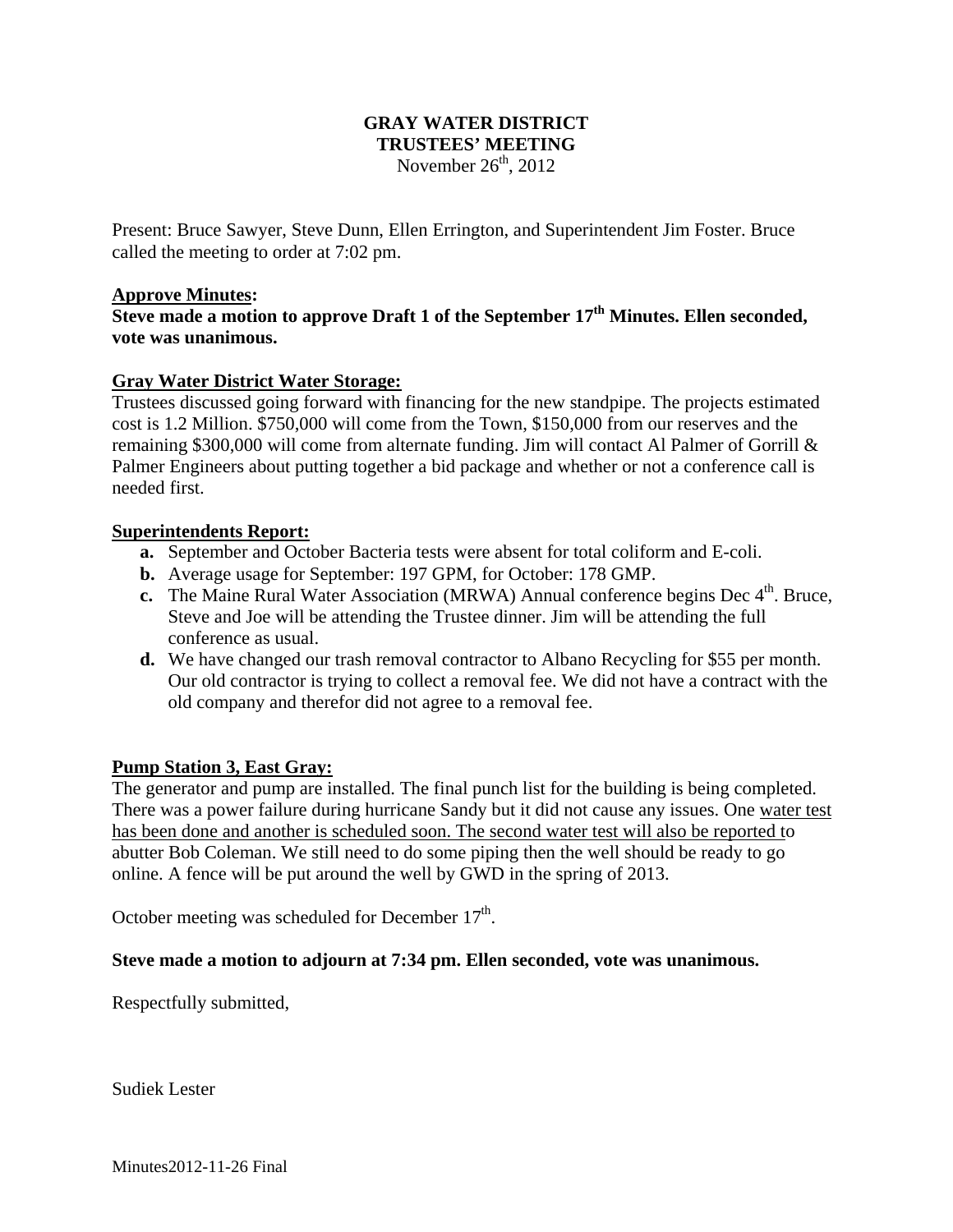**GRAY WATER DISTRICT**
**TRUSTEES' MEETING**
November 26th, 2012

Present: Bruce Sawyer, Steve Dunn, Ellen Errington, and Superintendent Jim Foster. Bruce called the meeting to order at 7:02 pm.

**Approve Minutes:**
**Steve made a motion to approve Draft 1 of the September 17th Minutes. Ellen seconded, vote was unanimous.**

**Gray Water District Water Storage:**
Trustees discussed going forward with financing for the new standpipe. The projects estimated cost is 1.2 Million. $750,000 will come from the Town, $150,000 from our reserves and the remaining $300,000 will come from alternate funding. Jim will contact Al Palmer of Gorrill & Palmer Engineers about putting together a bid package and whether or not a conference call is needed first.

**Superintendents Report:**

- **a.** September and October Bacteria tests were absent for total coliform and E-coli.
- **b.** Average usage for September: 197 GPM, for October: 178 GMP.
- **c.** The Maine Rural Water Association (MRWA) Annual conference begins Dec 4th. Bruce, Steve and Joe will be attending the Trustee dinner. Jim will be attending the full conference as usual.
- **d.** We have changed our trash removal contractor to Albano Recycling for $55 per month. Our old contractor is trying to collect a removal fee. We did not have a contract with the old company and therefor did not agree to a removal fee.

**Pump Station 3, East Gray:**
The generator and pump are installed. The final punch list for the building is being completed. There was a power failure during hurricane Sandy but it did not cause any issues. One water test has been done and another is scheduled soon. The second water test will also be reported to abutter Bob Coleman. We still need to do some piping then the well should be ready to go online. A fence will be put around the well by GWD in the spring of 2013.

October meeting was scheduled for December 17th.

**Steve made a motion to adjourn at 7:34 pm. Ellen seconded, vote was unanimous.**

Respectfully submitted,

Sudiek Lester

Minutes2012-11-26 Final